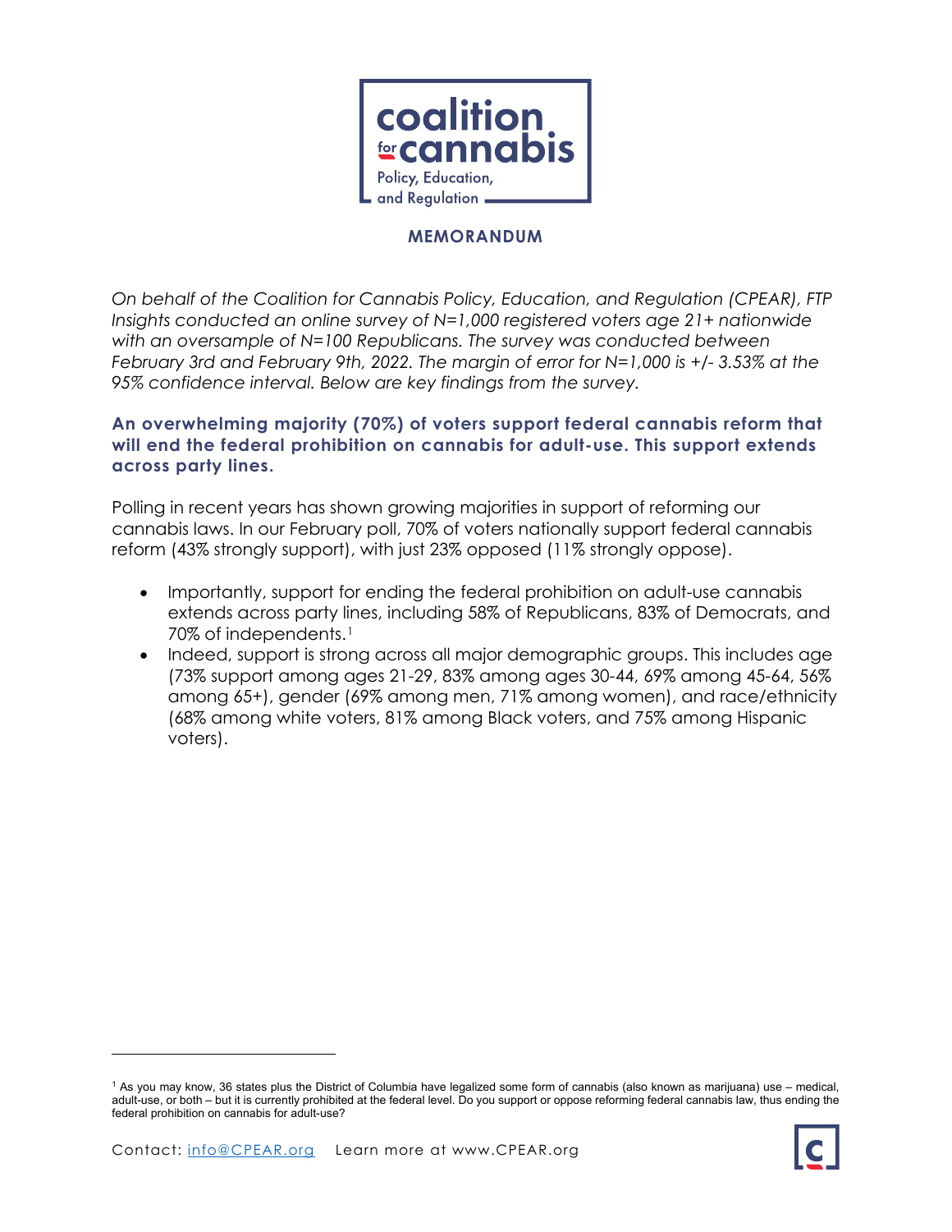coalition for cannabis
Policy, Education, and Regulation

## MEMORANDUM

*On behalf of the Coalition for Cannabis Policy, Education, and Regulation (CPEAR), FTP Insights conducted an online survey of N=1,000 registered voters age 21+ nationwide with an oversample of N=100 Republicans. The survey was conducted between February 3rd and February 9th, 2022. The margin of error for N=1,000 is +/- 3.53% at the 95% confidence interval. Below are key findings from the survey.*

### An overwhelming majority (70%) of voters support federal cannabis reform that will end the federal prohibition on cannabis for adult-use. This support extends across party lines.

Polling in recent years has shown growing majorities in support of reforming our cannabis laws. In our February poll, 70% of voters nationally support federal cannabis reform (43% strongly support), with just 23% opposed (11% strongly oppose).

- Importantly, support for ending the federal prohibition on adult-use cannabis extends across party lines, including 58% of Republicans, 83% of Democrats, and 70% of independents.[1]
- Indeed, support is strong across all major demographic groups. This includes age (73% support among ages 21-29, 83% among ages 30-44, 69% among 45-64, 56% among 65+), gender (69% among men, 71% among women), and race/ethnicity (68% among white voters, 81% among Black voters, and 75% among Hispanic voters).

[1] As you may know, 36 states plus the District of Columbia have legalized some form of cannabis (also known as marijuana) use – medical, adult-use, or both – but it is currently prohibited at the federal level. Do you support or oppose reforming federal cannabis law, thus ending the federal prohibition on cannabis for adult-use?

Contact: info@CPEAR.org Learn more at www.CPEAR.org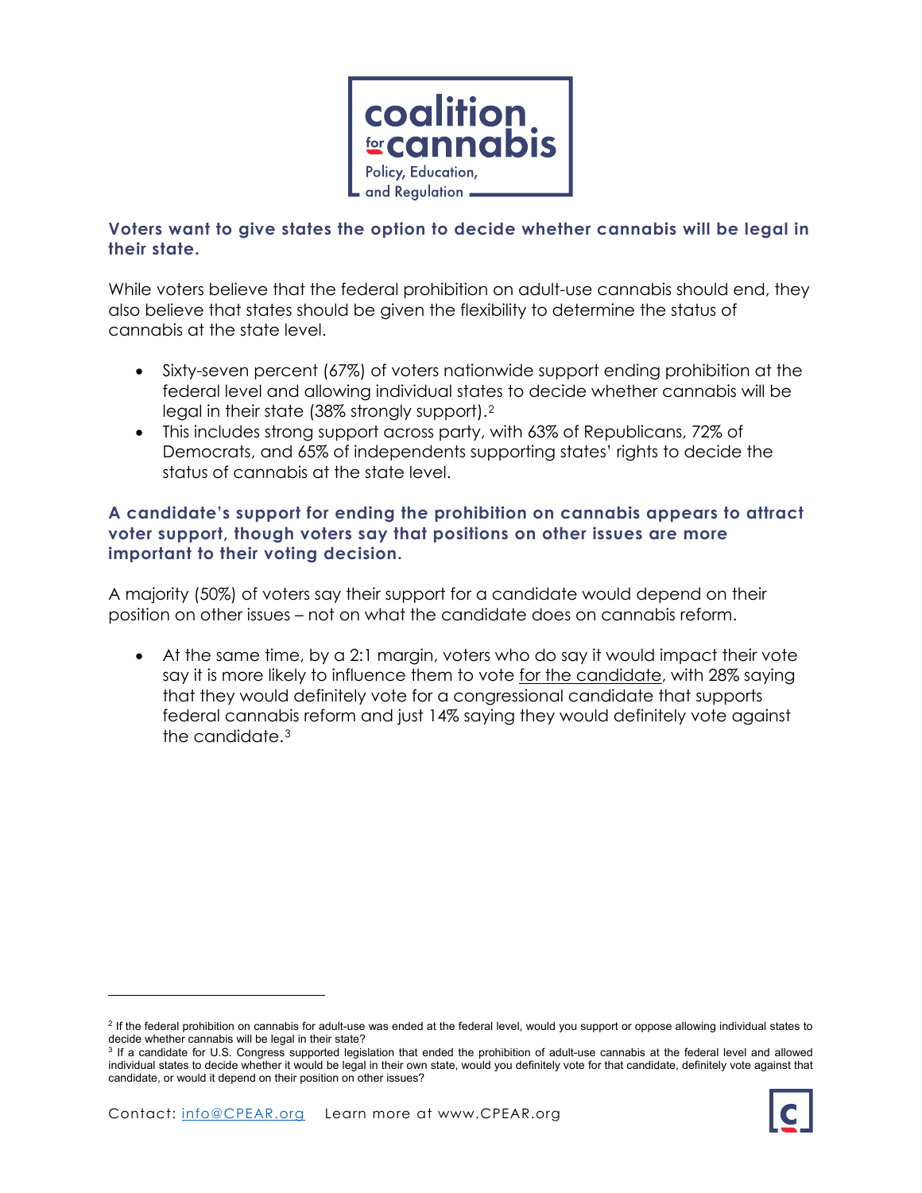**Voters want to give states the option to decide whether cannabis will be legal in their state.**

While voters believe that the federal prohibition on adult-use cannabis should end, they also believe that states should be given the flexibility to determine the status of cannabis at the state level.

- Sixty-seven percent (67%) of voters nationwide support ending prohibition at the federal level and allowing individual states to decide whether cannabis will be legal in their state (38% strongly support).[2]
- This includes strong support across party, with 63% of Republicans, 72% of Democrats, and 65% of independents supporting states' rights to decide the status of cannabis at the state level.

**A candidate's support for ending the prohibition on cannabis appears to attract voter support, though voters say that positions on other issues are more important to their voting decision.**

A majority (50%) of voters say their support for a candidate would depend on their position on other issues – not on what the candidate does on cannabis reform.

- At the same time, by a 2:1 margin, voters who do say it would impact their vote say it is more likely to influence them to vote for the candidate, with 28% saying that they would definitely vote for a congressional candidate that supports federal cannabis reform and just 14% saying they would definitely vote against the candidate.[3]

---

[2] If the federal prohibition on cannabis for adult-use was ended at the federal level, would you support or oppose allowing individual states to decide whether cannabis will be legal in their state?

[3] If a candidate for U.S. Congress supported legislation that ended the prohibition of adult-use cannabis at the federal level and allowed individual states to decide whether it would be legal in their own state, would you definitely vote for that candidate, definitely vote against that candidate, or would it depend on their position on other issues?

Contact: info@CPEAR.org Learn more at www.CPEAR.org